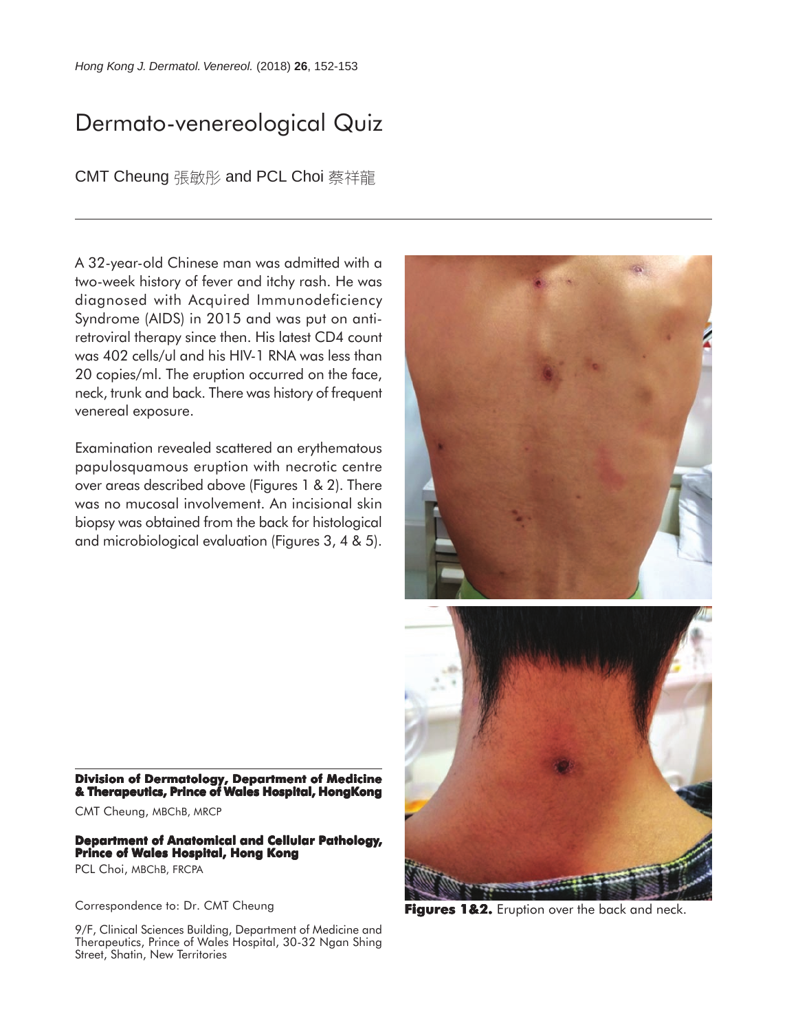# Dermato-venereological Quiz

CMT Cheung 張敏彤 and PCL Choi 蔡祥龍

A 32-year-old Chinese man was admitted with a two-week history of fever and itchy rash. He was diagnosed with Acquired Immunodeficiency Syndrome (AIDS) in 2015 and was put on anti-retroviral therapy since then. His latest CD4 count was 402 cells/ul and his HIV-1 RNA was less than 20 copies/ml. The eruption occurred on the face, neck, trunk and back. There was history of frequent venereal exposure.

Examination revealed scattered an erythematous papulosquamous eruption with necrotic centre over areas described above (Figures 1 & 2). There was no mucosal involvement. An incisional skin biopsy was obtained from the back for histological and microbiological evaluation (Figures 3, 4 & 5).

**Figures 1&2.** Eruption over the back and neck.

**Division of Dermatology, Department of Medicine & Therapeutics, Prince of Wales Hospital, HongKong**

CMT Cheung, MBChB, MRCP

**Department of Anatomical and Cellular Pathology, Prince of Wales Hospital, Hong Kong**

PCL Choi, MBChB, FRCPA

Correspondence to: Dr. CMT Cheung

9/F, Clinical Sciences Building, Department of Medicine and Therapeutics, Prince of Wales Hospital, 30-32 Ngan Shing Street, Shatin, New Territories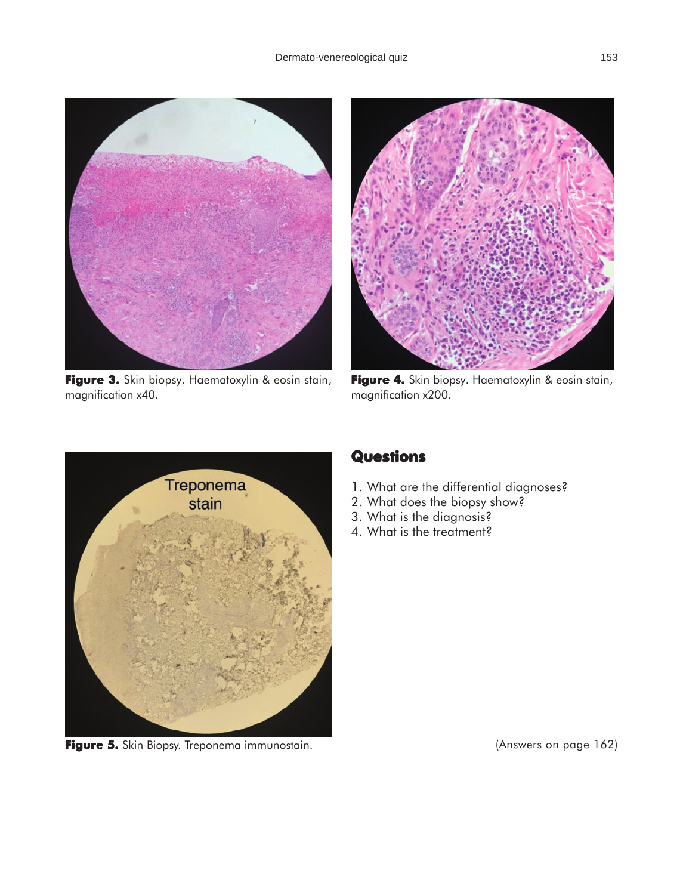Figure 3. Skin biopsy. Haematoxylin & eosin stain, magnification x40.

Figure 4. Skin biopsy. Haematoxylin & eosin stain, magnification x200.

Figure 5. Skin Biopsy. Treponema immunostain.

## Questions

1. What are the differential diagnoses?
2. What does the biopsy show?
3. What is the diagnosis?
4. What is the treatment?

(Answers on page 162)